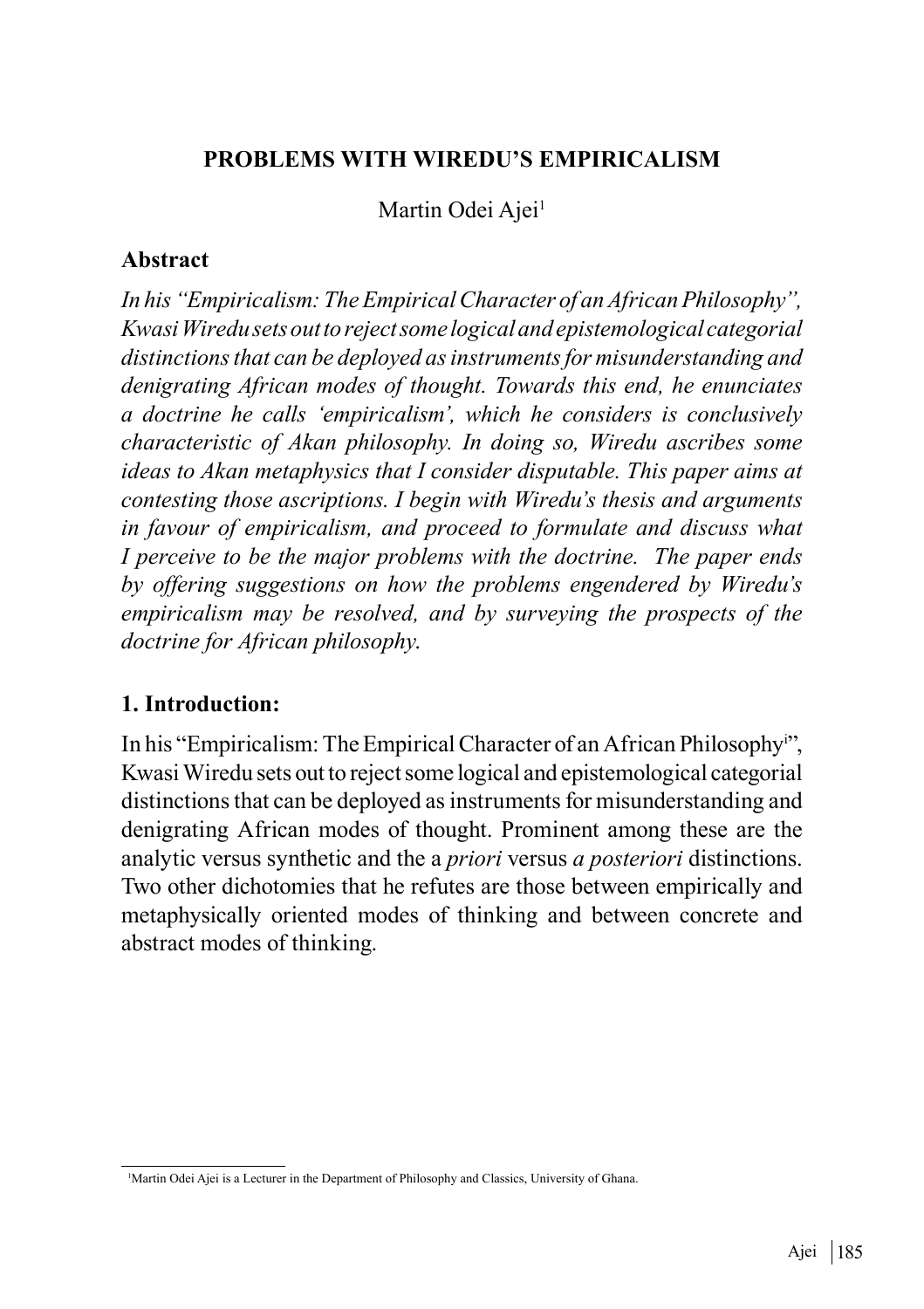# PROBLEMS WITH WIREDU'S EMPIRICALISM

Martin Odei Ajei[1]

## Abstract

*In his "Empiricalism: The Empirical Character of an African Philosophy", Kwasi Wiredu sets out to reject some logical and epistemological categorial distinctions that can be deployed as instruments for misunderstanding and denigrating African modes of thought. Towards this end, he enunciates a doctrine he calls 'empiricalism', which he considers is conclusively characteristic of Akan philosophy. In doing so, Wiredu ascribes some ideas to Akan metaphysics that I consider disputable. This paper aims at contesting those ascriptions. I begin with Wiredu's thesis and arguments in favour of empiricalism, and proceed to formulate and discuss what I perceive to be the major problems with the doctrine. The paper ends by offering suggestions on how the problems engendered by Wiredu's empiricalism may be resolved, and by surveying the prospects of the doctrine for African philosophy.*

## 1. Introduction:

In his "Empiricalism: The Empirical Character of an African Philosophy[i]", Kwasi Wiredu sets out to reject some logical and epistemological categorial distinctions that can be deployed as instruments for misunderstanding and denigrating African modes of thought. Prominent among these are the analytic versus synthetic and the a *priori* versus *a posteriori* distinctions. Two other dichotomies that he refutes are those between empirically and metaphysically oriented modes of thinking and between concrete and abstract modes of thinking.

---

[1]Martin Odei Ajei is a Lecturer in the Department of Philosophy and Classics, University of Ghana.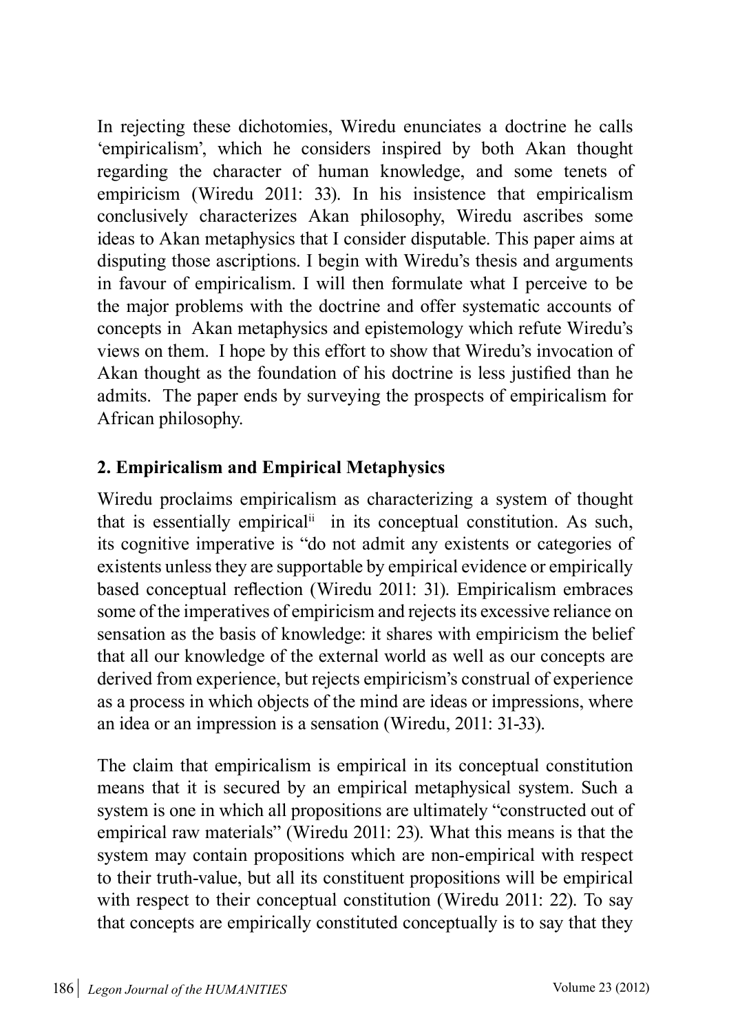In rejecting these dichotomies, Wiredu enunciates a doctrine he calls 'empiricalism', which he considers inspired by both Akan thought regarding the character of human knowledge, and some tenets of empiricism (Wiredu 2011: 33). In his insistence that empiricalism conclusively characterizes Akan philosophy, Wiredu ascribes some ideas to Akan metaphysics that I consider disputable. This paper aims at disputing those ascriptions. I begin with Wiredu's thesis and arguments in favour of empiricalism. I will then formulate what I perceive to be the major problems with the doctrine and offer systematic accounts of concepts in Akan metaphysics and epistemology which refute Wiredu's views on them. I hope by this effort to show that Wiredu's invocation of Akan thought as the foundation of his doctrine is less justified than he admits. The paper ends by surveying the prospects of empiricalism for African philosophy.

## 2. Empiricalism and Empirical Metaphysics

Wiredu proclaims empiricalism as characterizing a system of thought that is essentially empirical[ii] in its conceptual constitution. As such, its cognitive imperative is "do not admit any existents or categories of existents unless they are supportable by empirical evidence or empirically based conceptual reflection (Wiredu 2011: 31). Empiricalism embraces some of the imperatives of empiricism and rejects its excessive reliance on sensation as the basis of knowledge: it shares with empiricism the belief that all our knowledge of the external world as well as our concepts are derived from experience, but rejects empiricism's construal of experience as a process in which objects of the mind are ideas or impressions, where an idea or an impression is a sensation (Wiredu, 2011: 31-33).

The claim that empiricalism is empirical in its conceptual constitution means that it is secured by an empirical metaphysical system. Such a system is one in which all propositions are ultimately "constructed out of empirical raw materials" (Wiredu 2011: 23). What this means is that the system may contain propositions which are non-empirical with respect to their truth-value, but all its constituent propositions will be empirical with respect to their conceptual constitution (Wiredu 2011: 22). To say that concepts are empirically constituted conceptually is to say that they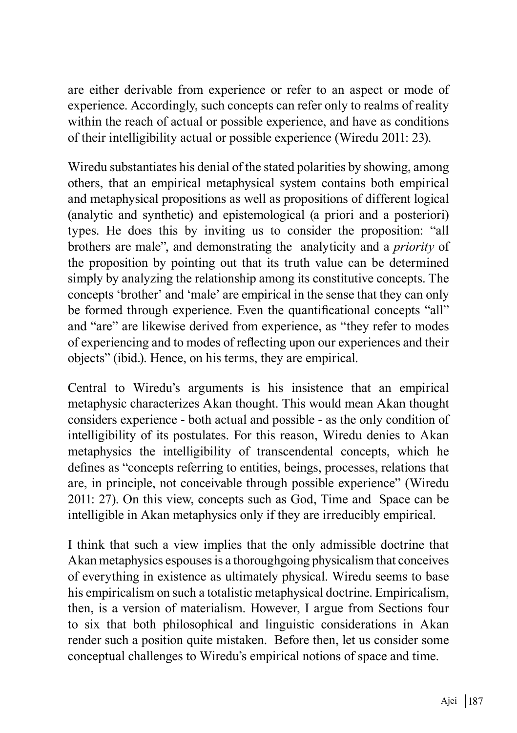are either derivable from experience or refer to an aspect or mode of experience. Accordingly, such concepts can refer only to realms of reality within the reach of actual or possible experience, and have as conditions of their intelligibility actual or possible experience (Wiredu 2011: 23).

Wiredu substantiates his denial of the stated polarities by showing, among others, that an empirical metaphysical system contains both empirical and metaphysical propositions as well as propositions of different logical (analytic and synthetic) and epistemological (a priori and a posteriori) types. He does this by inviting us to consider the proposition: "all brothers are male", and demonstrating the analyticity and a *priority* of the proposition by pointing out that its truth value can be determined simply by analyzing the relationship among its constitutive concepts. The concepts 'brother' and 'male' are empirical in the sense that they can only be formed through experience. Even the quantificational concepts "all" and "are" are likewise derived from experience, as "they refer to modes of experiencing and to modes of reflecting upon our experiences and their objects" (ibid.). Hence, on his terms, they are empirical.

Central to Wiredu's arguments is his insistence that an empirical metaphysic characterizes Akan thought. This would mean Akan thought considers experience - both actual and possible - as the only condition of intelligibility of its postulates. For this reason, Wiredu denies to Akan metaphysics the intelligibility of transcendental concepts, which he defines as "concepts referring to entities, beings, processes, relations that are, in principle, not conceivable through possible experience" (Wiredu 2011: 27). On this view, concepts such as God, Time and Space can be intelligible in Akan metaphysics only if they are irreducibly empirical.

I think that such a view implies that the only admissible doctrine that Akan metaphysics espouses is a thoroughgoing physicalism that conceives of everything in existence as ultimately physical. Wiredu seems to base his empiricalism on such a totalistic metaphysical doctrine. Empiricalism, then, is a version of materialism. However, I argue from Sections four to six that both philosophical and linguistic considerations in Akan render such a position quite mistaken. Before then, let us consider some conceptual challenges to Wiredu's empirical notions of space and time.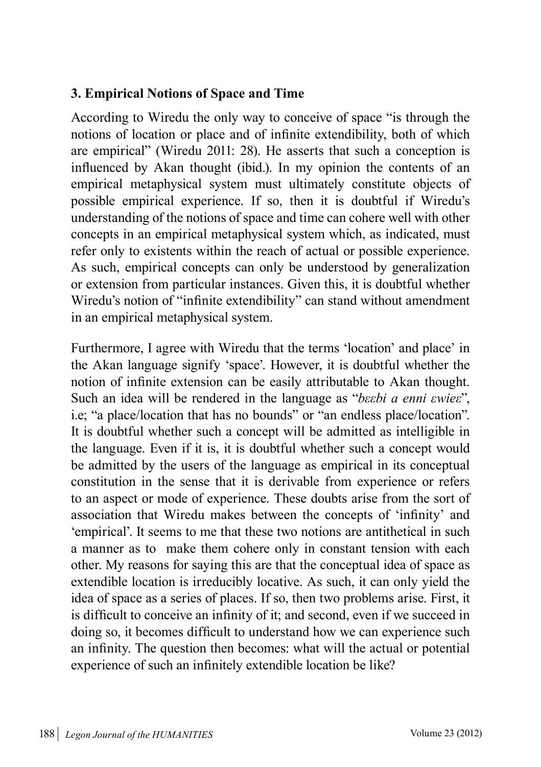### 3. Empirical Notions of Space and Time

According to Wiredu the only way to conceive of space "is through the notions of location or place and of infinite extendibility, both of which are empirical" (Wiredu 2011: 28). He asserts that such a conception is influenced by Akan thought (ibid.). In my opinion the contents of an empirical metaphysical system must ultimately constitute objects of possible empirical experience. If so, then it is doubtful if Wiredu's understanding of the notions of space and time can cohere well with other concepts in an empirical metaphysical system which, as indicated, must refer only to existents within the reach of actual or possible experience. As such, empirical concepts can only be understood by generalization or extension from particular instances. Given this, it is doubtful whether Wiredu's notion of "infinite extendibility" can stand without amendment in an empirical metaphysical system.

Furthermore, I agree with Wiredu that the terms 'location' and place' in the Akan language signify 'space'. However, it is doubtful whether the notion of infinite extension can be easily attributable to Akan thought. Such an idea will be rendered in the language as "*bɛɛbi a enni ɛwieɛ*", i.e; "a place/location that has no bounds" or "an endless place/location". It is doubtful whether such a concept will be admitted as intelligible in the language. Even if it is, it is doubtful whether such a concept would be admitted by the users of the language as empirical in its conceptual constitution in the sense that it is derivable from experience or refers to an aspect or mode of experience. These doubts arise from the sort of association that Wiredu makes between the concepts of 'infinity' and 'empirical'. It seems to me that these two notions are antithetical in such a manner as to make them cohere only in constant tension with each other. My reasons for saying this are that the conceptual idea of space as extendible location is irreducibly locative. As such, it can only yield the idea of space as a series of places. If so, then two problems arise. First, it is difficult to conceive an infinity of it; and second, even if we succeed in doing so, it becomes difficult to understand how we can experience such an infinity. The question then becomes: what will the actual or potential experience of such an infinitely extendible location be like?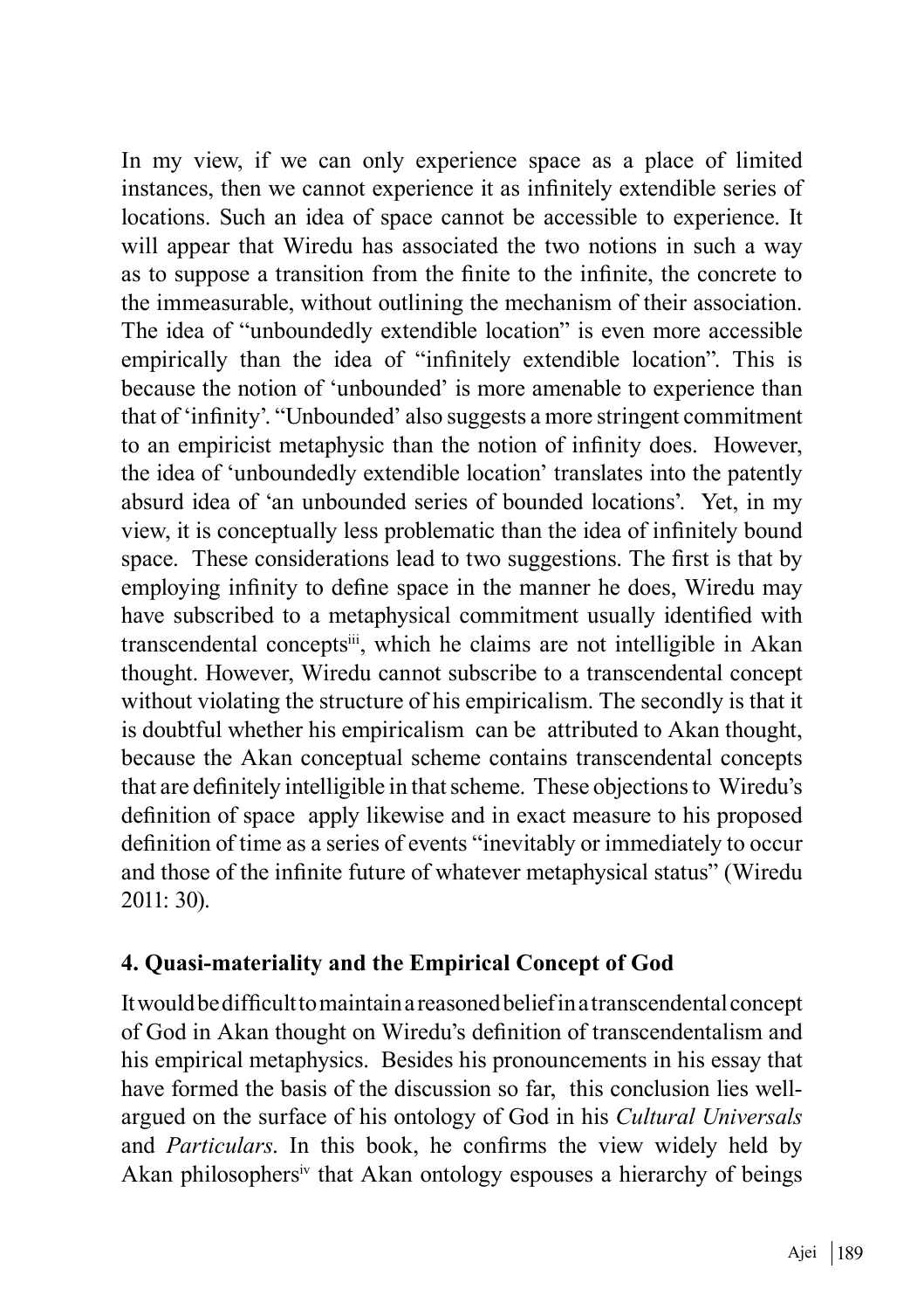In my view, if we can only experience space as a place of limited instances, then we cannot experience it as infinitely extendible series of locations. Such an idea of space cannot be accessible to experience. It will appear that Wiredu has associated the two notions in such a way as to suppose a transition from the finite to the infinite, the concrete to the immeasurable, without outlining the mechanism of their association. The idea of "unboundedly extendible location" is even more accessible empirically than the idea of "infinitely extendible location". This is because the notion of 'unbounded' is more amenable to experience than that of 'infinity'. "Unbounded' also suggests a more stringent commitment to an empiricist metaphysic than the notion of infinity does. However, the idea of 'unboundedly extendible location' translates into the patently absurd idea of 'an unbounded series of bounded locations'. Yet, in my view, it is conceptually less problematic than the idea of infinitely bound space. These considerations lead to two suggestions. The first is that by employing infinity to define space in the manner he does, Wiredu may have subscribed to a metaphysical commitment usually identified with transcendental concepts[iii], which he claims are not intelligible in Akan thought. However, Wiredu cannot subscribe to a transcendental concept without violating the structure of his empiricism. The secondly is that it is doubtful whether his empiricism can be attributed to Akan thought, because the Akan conceptual scheme contains transcendental concepts that are definitely intelligible in that scheme. These objections to Wiredu's definition of space apply likewise and in exact measure to his proposed definition of time as a series of events "inevitably or immediately to occur and those of the infinite future of whatever metaphysical status" (Wiredu 2011: 30).

## 4. Quasi-materiality and the Empirical Concept of God

It would be difficult to maintain a reasoned belief in a transcendental concept of God in Akan thought on Wiredu's definition of transcendentalism and his empirical metaphysics. Besides his pronouncements in his essay that have formed the basis of the discussion so far, this conclusion lies well-argued on the surface of his ontology of God in his *Cultural Universals* and *Particulars*. In this book, he confirms the view widely held by Akan philosophers[iv] that Akan ontology espouses a hierarchy of beings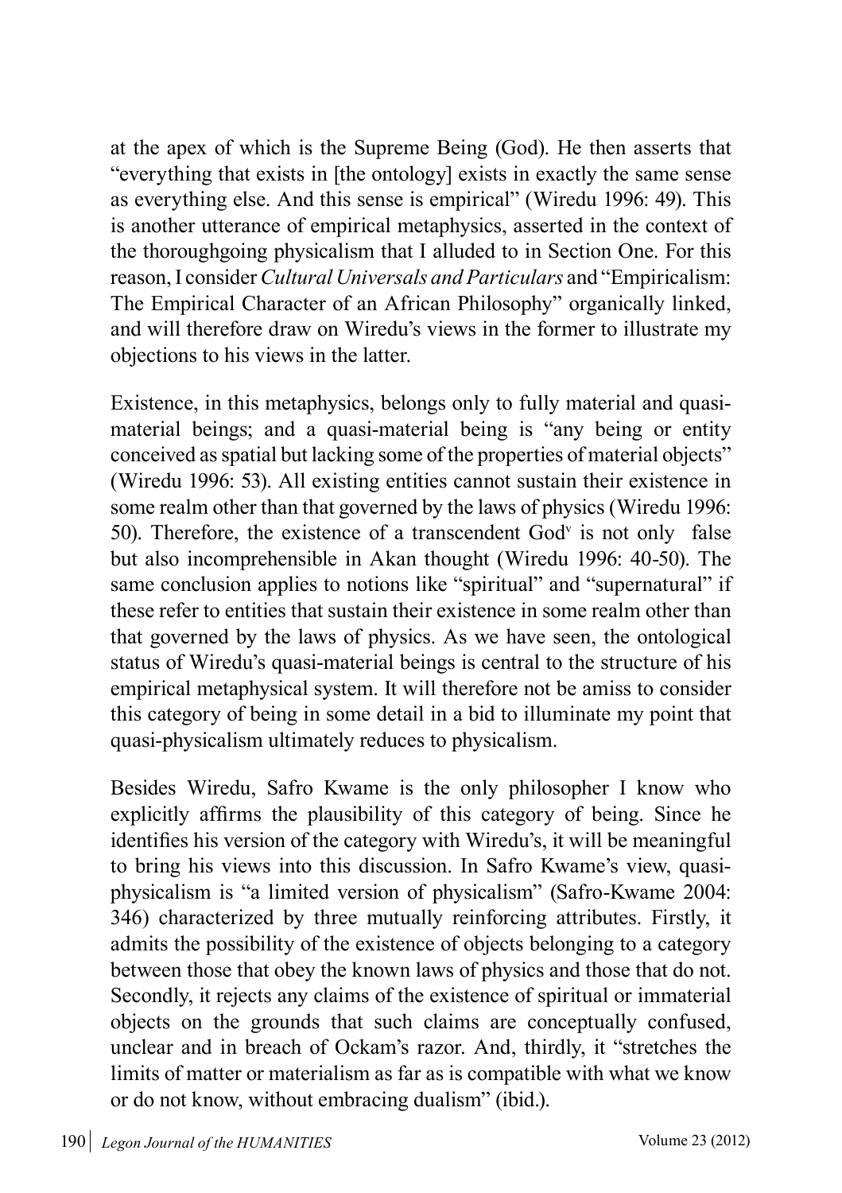at the apex of which is the Supreme Being (God). He then asserts that "everything that exists in [the ontology] exists in exactly the same sense as everything else. And this sense is empirical" (Wiredu 1996: 49). This is another utterance of empirical metaphysics, asserted in the context of the thoroughgoing physicalism that I alluded to in Section One. For this reason, I consider *Cultural Universals and Particulars* and "Empiricalism: The Empirical Character of an African Philosophy" organically linked, and will therefore draw on Wiredu's views in the former to illustrate my objections to his views in the latter.

Existence, in this metaphysics, belongs only to fully material and quasi-material beings; and a quasi-material being is "any being or entity conceived as spatial but lacking some of the properties of material objects" (Wiredu 1996: 53). All existing entities cannot sustain their existence in some realm other than that governed by the laws of physics (Wiredu 1996: 50). Therefore, the existence of a transcendent God[v] is not only false but also incomprehensible in Akan thought (Wiredu 1996: 40-50). The same conclusion applies to notions like "spiritual" and "supernatural" if these refer to entities that sustain their existence in some realm other than that governed by the laws of physics. As we have seen, the ontological status of Wiredu's quasi-material beings is central to the structure of his empirical metaphysical system. It will therefore not be amiss to consider this category of being in some detail in a bid to illuminate my point that quasi-physicalism ultimately reduces to physicalism.

Besides Wiredu, Safro Kwame is the only philosopher I know who explicitly affirms the plausibility of this category of being. Since he identifies his version of the category with Wiredu's, it will be meaningful to bring his views into this discussion. In Safro Kwame's view, quasi-physicalism is "a limited version of physicalism" (Safro-Kwame 2004: 346) characterized by three mutually reinforcing attributes. Firstly, it admits the possibility of the existence of objects belonging to a category between those that obey the known laws of physics and those that do not. Secondly, it rejects any claims of the existence of spiritual or immaterial objects on the grounds that such claims are conceptually confused, unclear and in breach of Ockam's razor. And, thirdly, it "stretches the limits of matter or materialism as far as is compatible with what we know or do not know, without embracing dualism" (ibid.).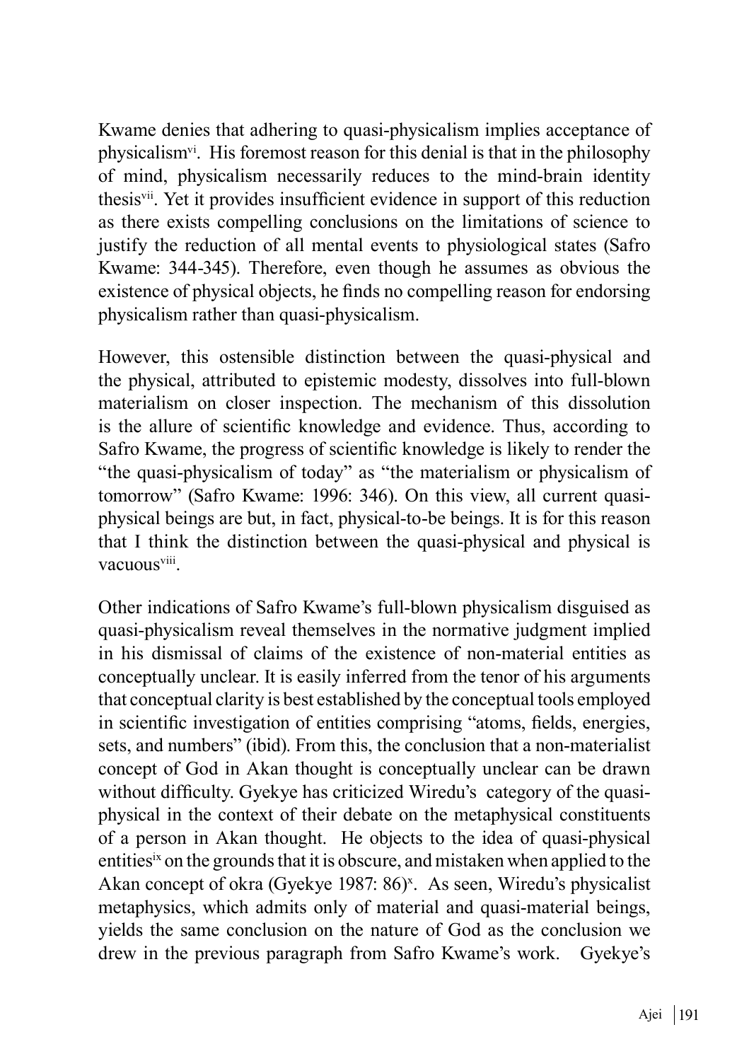Kwame denies that adhering to quasi-physicalism implies acceptance of physicalism[vi]. His foremost reason for this denial is that in the philosophy of mind, physicalism necessarily reduces to the mind-brain identity thesis[vii]. Yet it provides insufficient evidence in support of this reduction as there exists compelling conclusions on the limitations of science to justify the reduction of all mental events to physiological states (Safro Kwame: 344-345). Therefore, even though he assumes as obvious the existence of physical objects, he finds no compelling reason for endorsing physicalism rather than quasi-physicalism.

However, this ostensible distinction between the quasi-physical and the physical, attributed to epistemic modesty, dissolves into full-blown materialism on closer inspection. The mechanism of this dissolution is the allure of scientific knowledge and evidence. Thus, according to Safro Kwame, the progress of scientific knowledge is likely to render the "the quasi-physicalism of today" as "the materialism or physicalism of tomorrow" (Safro Kwame: 1996: 346). On this view, all current quasi-physical beings are but, in fact, physical-to-be beings. It is for this reason that I think the distinction between the quasi-physical and physical is vacuous[viii].

Other indications of Safro Kwame's full-blown physicalism disguised as quasi-physicalism reveal themselves in the normative judgment implied in his dismissal of claims of the existence of non-material entities as conceptually unclear. It is easily inferred from the tenor of his arguments that conceptual clarity is best established by the conceptual tools employed in scientific investigation of entities comprising "atoms, fields, energies, sets, and numbers" (ibid). From this, the conclusion that a non-materialist concept of God in Akan thought is conceptually unclear can be drawn without difficulty. Gyekye has criticized Wiredu's category of the quasi-physical in the context of their debate on the metaphysical constituents of a person in Akan thought. He objects to the idea of quasi-physical entities[ix] on the grounds that it is obscure, and mistaken when applied to the Akan concept of okra (Gyekye 1987: 86)[x]. As seen, Wiredu's physicalist metaphysics, which admits only of material and quasi-material beings, yields the same conclusion on the nature of God as the conclusion we drew in the previous paragraph from Safro Kwame's work. Gyekye's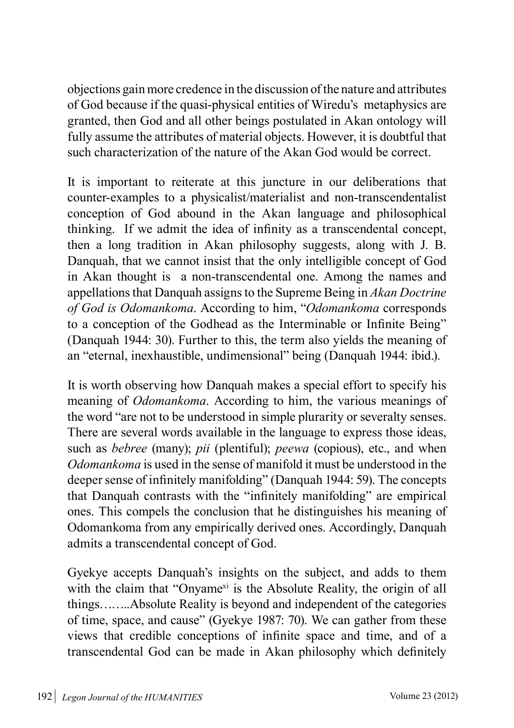objections gain more credence in the discussion of the nature and attributes of God because if the quasi-physical entities of Wiredu's metaphysics are granted, then God and all other beings postulated in Akan ontology will fully assume the attributes of material objects. However, it is doubtful that such characterization of the nature of the Akan God would be correct.

It is important to reiterate at this juncture in our deliberations that counter-examples to a physicalist/materialist and non-transcendentalist conception of God abound in the Akan language and philosophical thinking. If we admit the idea of infinity as a transcendental concept, then a long tradition in Akan philosophy suggests, along with J. B. Danquah, that we cannot insist that the only intelligible concept of God in Akan thought is a non-transcendental one. Among the names and appellations that Danquah assigns to the Supreme Being in *Akan Doctrine of God is Odomankoma*. According to him, "*Odomankoma* corresponds to a conception of the Godhead as the Interminable or Infinite Being" (Danquah 1944: 30). Further to this, the term also yields the meaning of an "eternal, inexhaustible, undimensional" being (Danquah 1944: ibid.).

It is worth observing how Danquah makes a special effort to specify his meaning of *Odomankoma*. According to him, the various meanings of the word "are not to be understood in simple plurarity or severalty senses. There are several words available in the language to express those ideas, such as *bebree* (many); *pii* (plentiful); *peewa* (copious), etc., and when *Odomankoma* is used in the sense of manifold it must be understood in the deeper sense of infinitely manifolding" (Danquah 1944: 59). The concepts that Danquah contrasts with the "infinitely manifolding" are empirical ones. This compels the conclusion that he distinguishes his meaning of Odomankoma from any empirically derived ones. Accordingly, Danquah admits a transcendental concept of God.

Gyekye accepts Danquah's insights on the subject, and adds to them with the claim that "Onyame[xi] is the Absolute Reality, the origin of all things……..Absolute Reality is beyond and independent of the categories of time, space, and cause" (Gyekye 1987: 70). We can gather from these views that credible conceptions of infinite space and time, and of a transcendental God can be made in Akan philosophy which definitely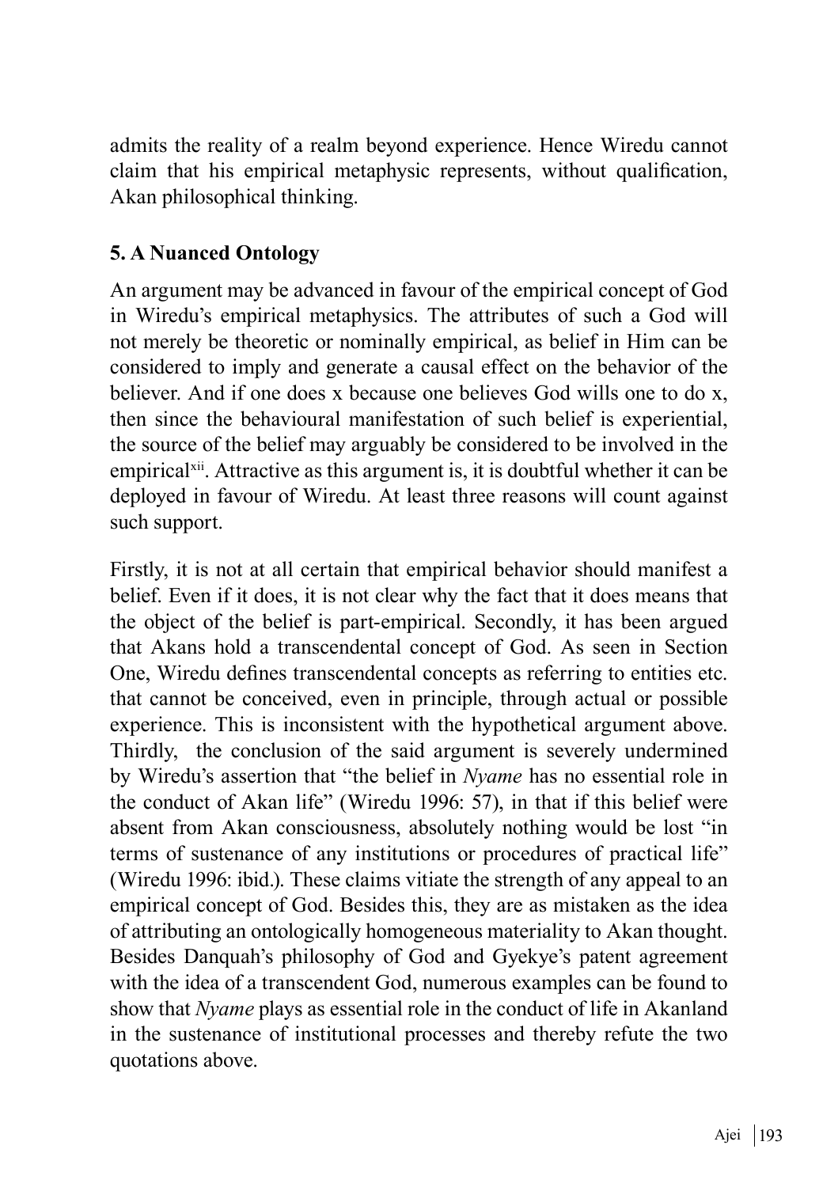admits the reality of a realm beyond experience. Hence Wiredu cannot claim that his empirical metaphysic represents, without qualification, Akan philosophical thinking.

## 5. A Nuanced Ontology

An argument may be advanced in favour of the empirical concept of God in Wiredu's empirical metaphysics. The attributes of such a God will not merely be theoretic or nominally empirical, as belief in Him can be considered to imply and generate a causal effect on the behavior of the believer. And if one does x because one believes God wills one to do x, then since the behavioural manifestation of such belief is experiential, the source of the belief may arguably be considered to be involved in the empirical[xii]. Attractive as this argument is, it is doubtful whether it can be deployed in favour of Wiredu. At least three reasons will count against such support.

Firstly, it is not at all certain that empirical behavior should manifest a belief. Even if it does, it is not clear why the fact that it does means that the object of the belief is part-empirical. Secondly, it has been argued that Akans hold a transcendental concept of God. As seen in Section One, Wiredu defines transcendental concepts as referring to entities etc. that cannot be conceived, even in principle, through actual or possible experience. This is inconsistent with the hypothetical argument above. Thirdly, the conclusion of the said argument is severely undermined by Wiredu's assertion that "the belief in *Nyame* has no essential role in the conduct of Akan life" (Wiredu 1996: 57), in that if this belief were absent from Akan consciousness, absolutely nothing would be lost "in terms of sustenance of any institutions or procedures of practical life" (Wiredu 1996: ibid.). These claims vitiate the strength of any appeal to an empirical concept of God. Besides this, they are as mistaken as the idea of attributing an ontologically homogeneous materiality to Akan thought. Besides Danquah's philosophy of God and Gyekye's patent agreement with the idea of a transcendent God, numerous examples can be found to show that *Nyame* plays as essential role in the conduct of life in Akanland in the sustenance of institutional processes and thereby refute the two quotations above.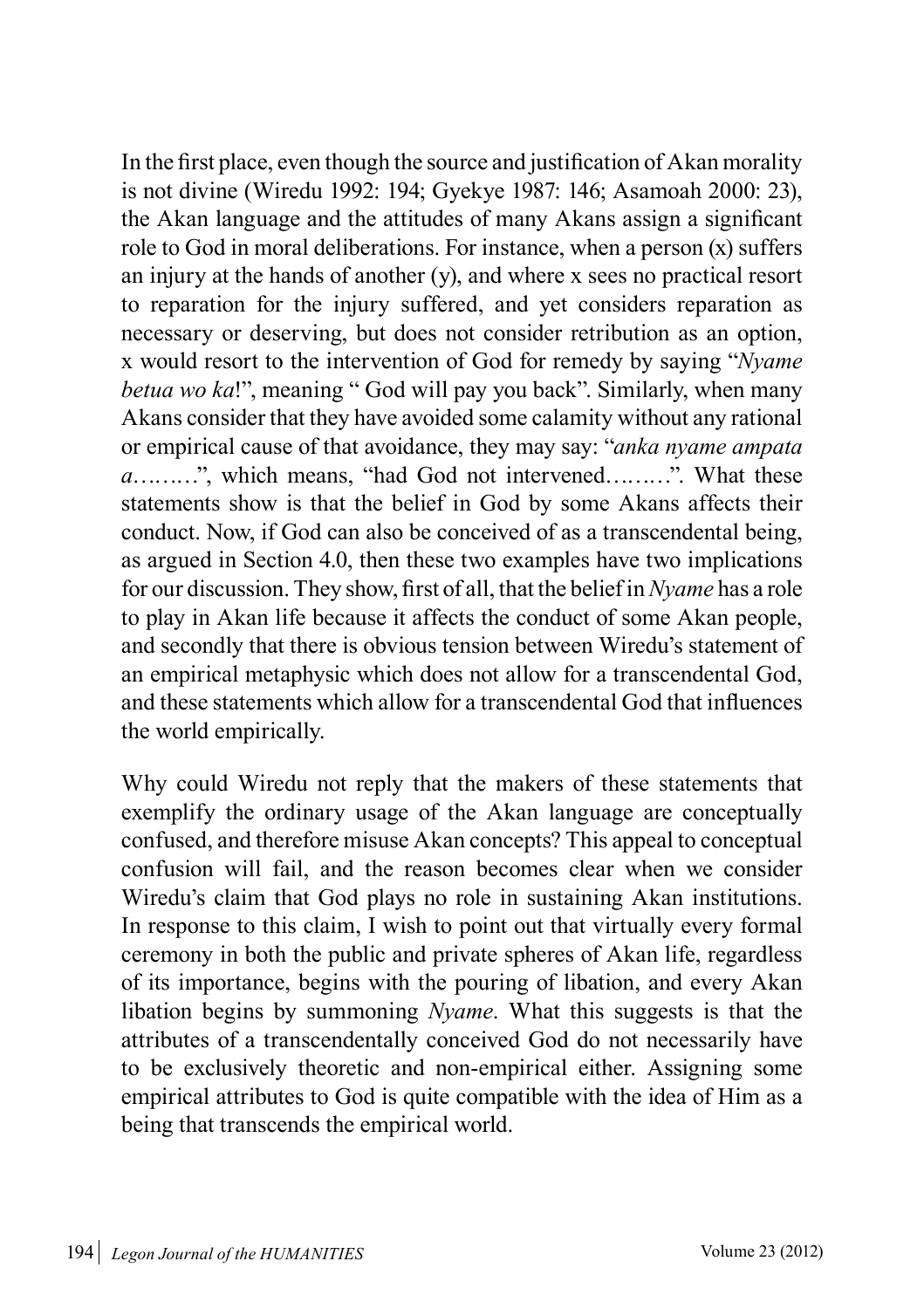In the first place, even though the source and justification of Akan morality is not divine (Wiredu 1992: 194; Gyekye 1987: 146; Asamoah 2000: 23), the Akan language and the attitudes of many Akans assign a significant role to God in moral deliberations. For instance, when a person (x) suffers an injury at the hands of another (y), and where x sees no practical resort to reparation for the injury suffered, and yet considers reparation as necessary or deserving, but does not consider retribution as an option, x would resort to the intervention of God for remedy by saying "*Nyame betua wo ka*!", meaning " God will pay you back". Similarly, when many Akans consider that they have avoided some calamity without any rational or empirical cause of that avoidance, they may say: "*anka nyame ampata a*……..", which means, "had God not intervened……..". What these statements show is that the belief in God by some Akans affects their conduct. Now, if God can also be conceived of as a transcendental being, as argued in Section 4.0, then these two examples have two implications for our discussion. They show, first of all, that the belief in *Nyame* has a role to play in Akan life because it affects the conduct of some Akan people, and secondly that there is obvious tension between Wiredu's statement of an empirical metaphysic which does not allow for a transcendental God, and these statements which allow for a transcendental God that influences the world empirically.

Why could Wiredu not reply that the makers of these statements that exemplify the ordinary usage of the Akan language are conceptually confused, and therefore misuse Akan concepts? This appeal to conceptual confusion will fail, and the reason becomes clear when we consider Wiredu's claim that God plays no role in sustaining Akan institutions. In response to this claim, I wish to point out that virtually every formal ceremony in both the public and private spheres of Akan life, regardless of its importance, begins with the pouring of libation, and every Akan libation begins by summoning *Nyame*. What this suggests is that the attributes of a transcendentally conceived God do not necessarily have to be exclusively theoretic and non-empirical either. Assigning some empirical attributes to God is quite compatible with the idea of Him as a being that transcends the empirical world.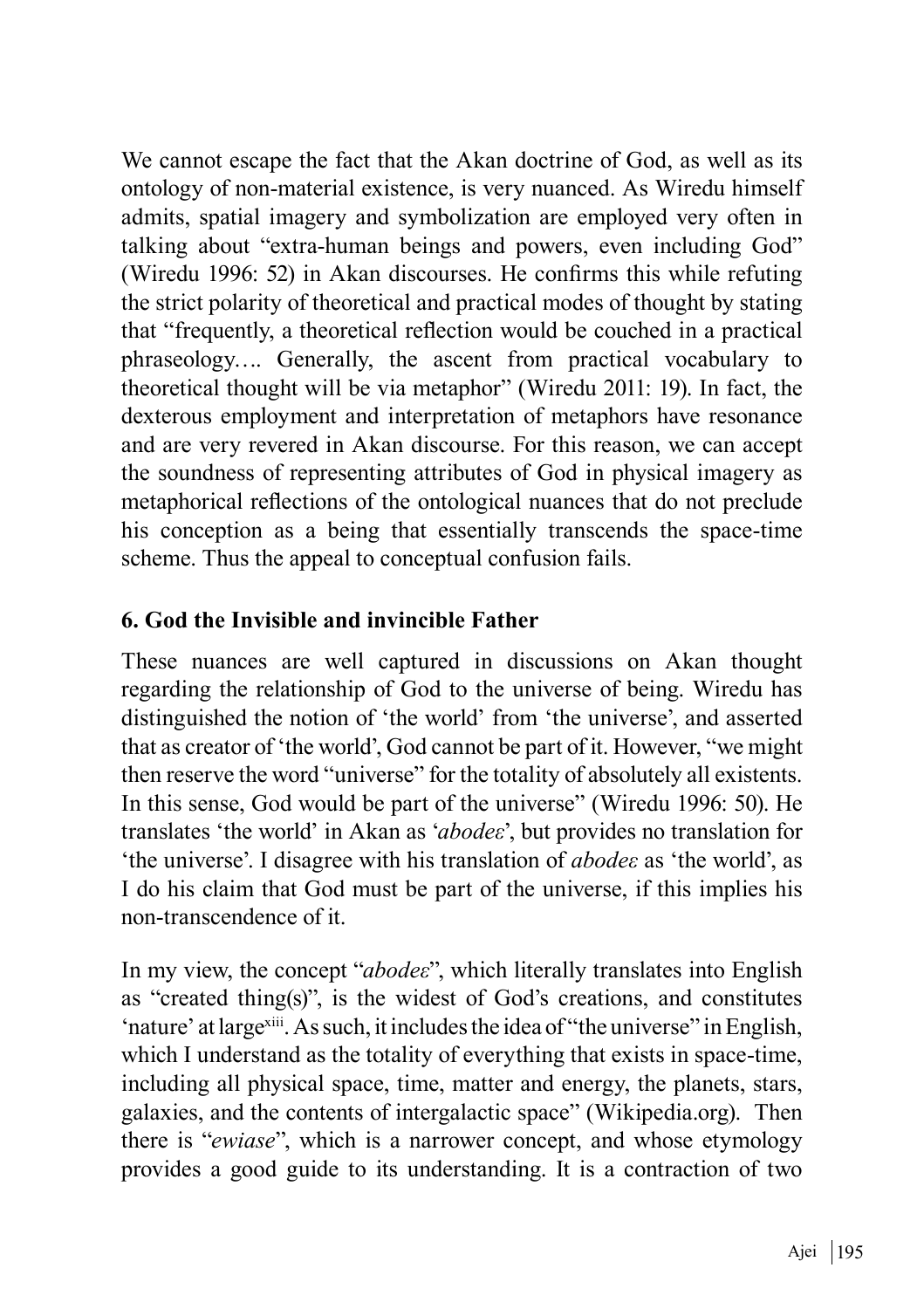We cannot escape the fact that the Akan doctrine of God, as well as its ontology of non-material existence, is very nuanced. As Wiredu himself admits, spatial imagery and symbolization are employed very often in talking about "extra-human beings and powers, even including God" (Wiredu 1996: 52) in Akan discourses. He confirms this while refuting the strict polarity of theoretical and practical modes of thought by stating that "frequently, a theoretical reflection would be couched in a practical phraseology…. Generally, the ascent from practical vocabulary to theoretical thought will be via metaphor" (Wiredu 2011: 19). In fact, the dexterous employment and interpretation of metaphors have resonance and are very revered in Akan discourse. For this reason, we can accept the soundness of representing attributes of God in physical imagery as metaphorical reflections of the ontological nuances that do not preclude his conception as a being that essentially transcends the space-time scheme. Thus the appeal to conceptual confusion fails.

## 6. God the Invisible and invincible Father

These nuances are well captured in discussions on Akan thought regarding the relationship of God to the universe of being. Wiredu has distinguished the notion of 'the world' from 'the universe', and asserted that as creator of 'the world', God cannot be part of it. However, "we might then reserve the word "universe" for the totality of absolutely all existents. In this sense, God would be part of the universe" (Wiredu 1996: 50). He translates 'the world' in Akan as '*abodeɛ*', but provides no translation for 'the universe'. I disagree with his translation of *abodeɛ* as 'the world', as I do his claim that God must be part of the universe, if this implies his non-transcendence of it.

In my view, the concept "*abodeɛ*", which literally translates into English as "created thing(s)", is the widest of God's creations, and constitutes 'nature' at large[xiii]. As such, it includes the idea of "the universe" in English, which I understand as the totality of everything that exists in space-time, including all physical space, time, matter and energy, the planets, stars, galaxies, and the contents of intergalactic space" (Wikipedia.org). Then there is "*ewiase*", which is a narrower concept, and whose etymology provides a good guide to its understanding. It is a contraction of two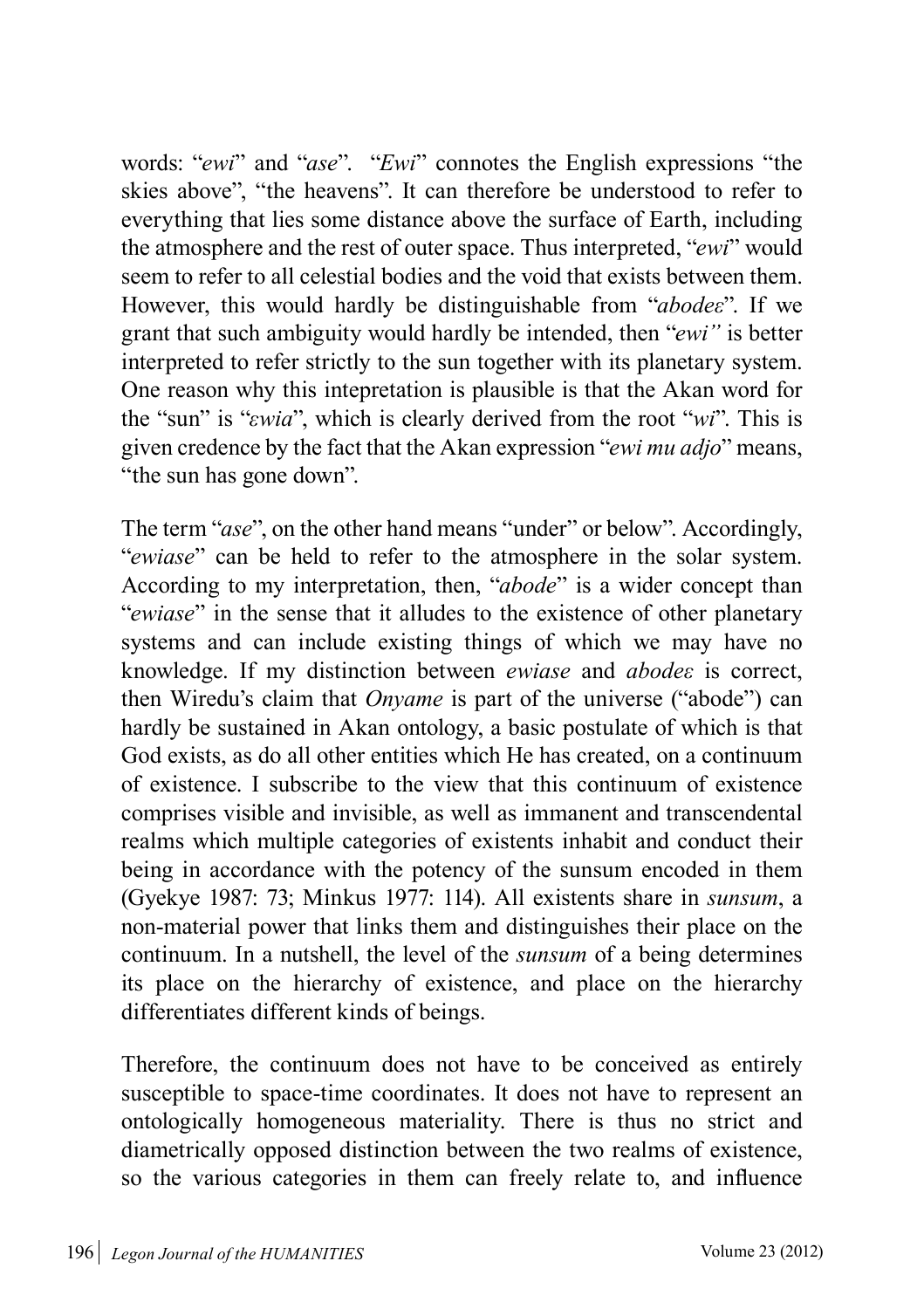words: "*ewi*" and "*ase*". "*Ewi*" connotes the English expressions "the skies above", "the heavens". It can therefore be understood to refer to everything that lies some distance above the surface of Earth, including the atmosphere and the rest of outer space. Thus interpreted, "*ewi*" would seem to refer to all celestial bodies and the void that exists between them. However, this would hardly be distinguishable from "*abodeɛ*". If we grant that such ambiguity would hardly be intended, then "*ewi"* is better interpreted to refer strictly to the sun together with its planetary system. One reason why this intepretation is plausible is that the Akan word for the "sun" is "*ɛwia*", which is clearly derived from the root "*wi*". This is given credence by the fact that the Akan expression "*ewi mu adjo*" means, "the sun has gone down".

The term "*ase*", on the other hand means "under" or below". Accordingly, "*ewiase*" can be held to refer to the atmosphere in the solar system. According to my interpretation, then, "*abode*" is a wider concept than "*ewiase*" in the sense that it alludes to the existence of other planetary systems and can include existing things of which we may have no knowledge. If my distinction between *ewiase* and *abodeɛ* is correct, then Wiredu's claim that *Onyame* is part of the universe ("abode") can hardly be sustained in Akan ontology, a basic postulate of which is that God exists, as do all other entities which He has created, on a continuum of existence. I subscribe to the view that this continuum of existence comprises visible and invisible, as well as immanent and transcendental realms which multiple categories of existents inhabit and conduct their being in accordance with the potency of the sunsum encoded in them (Gyekye 1987: 73; Minkus 1977: 114). All existents share in *sunsum*, a non-material power that links them and distinguishes their place on the continuum. In a nutshell, the level of the *sunsum* of a being determines its place on the hierarchy of existence, and place on the hierarchy differentiates different kinds of beings.

Therefore, the continuum does not have to be conceived as entirely susceptible to space-time coordinates. It does not have to represent an ontologically homogeneous materiality. There is thus no strict and diametrically opposed distinction between the two realms of existence, so the various categories in them can freely relate to, and influence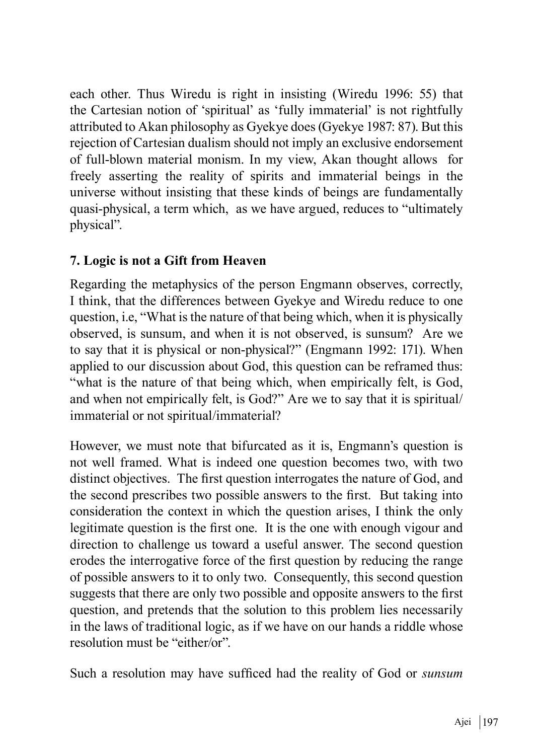each other. Thus Wiredu is right in insisting (Wiredu 1996: 55) that the Cartesian notion of 'spiritual' as 'fully immaterial' is not rightfully attributed to Akan philosophy as Gyekye does (Gyekye 1987: 87). But this rejection of Cartesian dualism should not imply an exclusive endorsement of full-blown material monism. In my view, Akan thought allows for freely asserting the reality of spirits and immaterial beings in the universe without insisting that these kinds of beings are fundamentally quasi-physical, a term which, as we have argued, reduces to "ultimately physical".

## 7. Logic is not a Gift from Heaven

Regarding the metaphysics of the person Engmann observes, correctly, I think, that the differences between Gyekye and Wiredu reduce to one question, i.e, "What is the nature of that being which, when it is physically observed, is sunsum, and when it is not observed, is sunsum? Are we to say that it is physical or non-physical?" (Engmann 1992: 171). When applied to our discussion about God, this question can be reframed thus: "what is the nature of that being which, when empirically felt, is God, and when not empirically felt, is God?" Are we to say that it is spiritual/immaterial or not spiritual/immaterial?

However, we must note that bifurcated as it is, Engmann's question is not well framed. What is indeed one question becomes two, with two distinct objectives. The first question interrogates the nature of God, and the second prescribes two possible answers to the first. But taking into consideration the context in which the question arises, I think the only legitimate question is the first one. It is the one with enough vigour and direction to challenge us toward a useful answer. The second question erodes the interrogative force of the first question by reducing the range of possible answers to it to only two. Consequently, this second question suggests that there are only two possible and opposite answers to the first question, and pretends that the solution to this problem lies necessarily in the laws of traditional logic, as if we have on our hands a riddle whose resolution must be "either/or".

Such a resolution may have sufficed had the reality of God or *sunsum*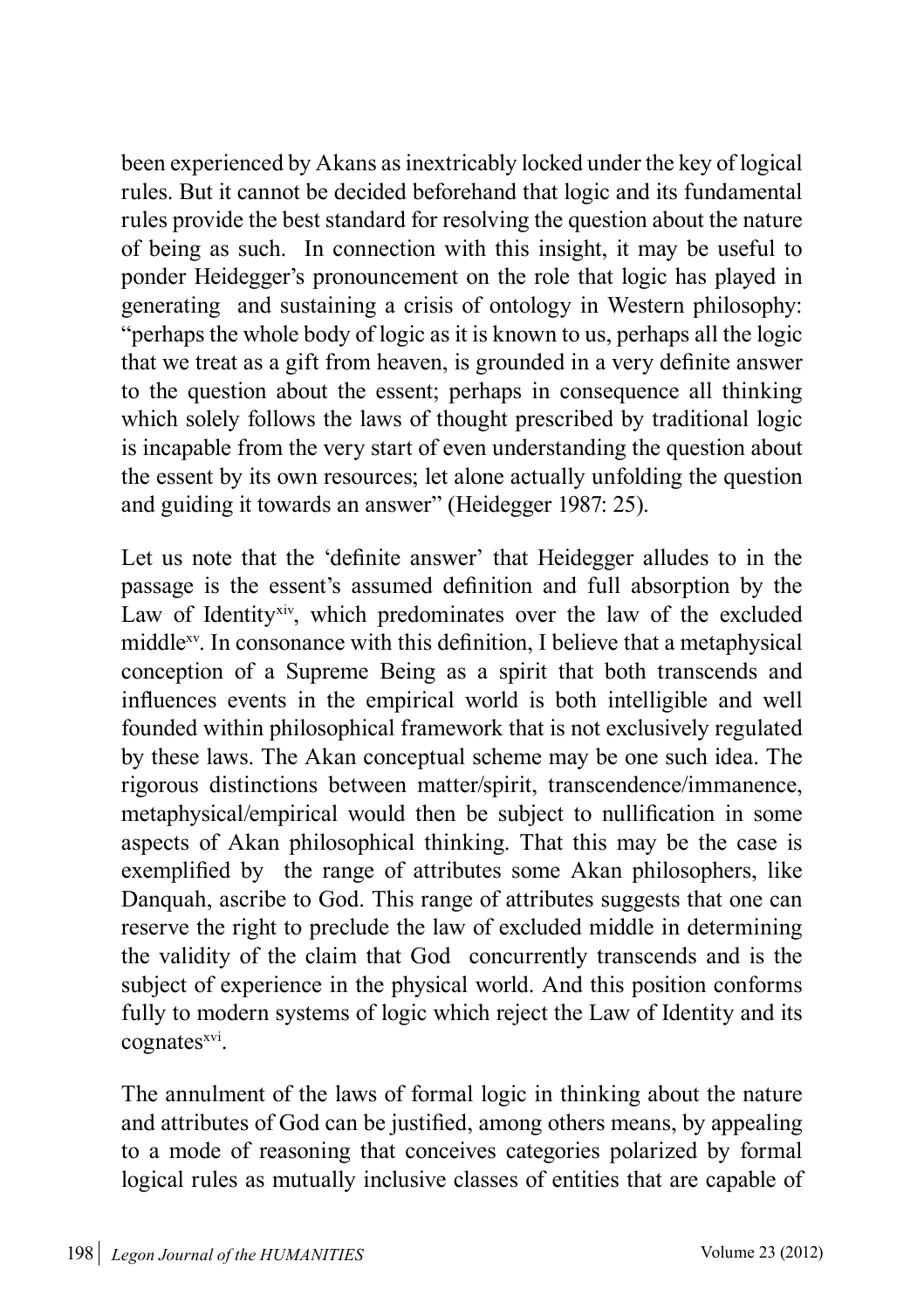been experienced by Akans as inextricably locked under the key of logical rules. But it cannot be decided beforehand that logic and its fundamental rules provide the best standard for resolving the question about the nature of being as such. In connection with this insight, it may be useful to ponder Heidegger's pronouncement on the role that logic has played in generating and sustaining a crisis of ontology in Western philosophy: "perhaps the whole body of logic as it is known to us, perhaps all the logic that we treat as a gift from heaven, is grounded in a very definite answer to the question about the essent; perhaps in consequence all thinking which solely follows the laws of thought prescribed by traditional logic is incapable from the very start of even understanding the question about the essent by its own resources; let alone actually unfolding the question and guiding it towards an answer" (Heidegger 1987: 25).

Let us note that the 'definite answer' that Heidegger alludes to in the passage is the essent's assumed definition and full absorption by the Law of Identity[xiv], which predominates over the law of the excluded middle[xv]. In consonance with this definition, I believe that a metaphysical conception of a Supreme Being as a spirit that both transcends and influences events in the empirical world is both intelligible and well founded within philosophical framework that is not exclusively regulated by these laws. The Akan conceptual scheme may be one such idea. The rigorous distinctions between matter/spirit, transcendence/immanence, metaphysical/empirical would then be subject to nullification in some aspects of Akan philosophical thinking. That this may be the case is exemplified by the range of attributes some Akan philosophers, like Danquah, ascribe to God. This range of attributes suggests that one can reserve the right to preclude the law of excluded middle in determining the validity of the claim that God concurrently transcends and is the subject of experience in the physical world. And this position conforms fully to modern systems of logic which reject the Law of Identity and its cognates[xvi].

The annulment of the laws of formal logic in thinking about the nature and attributes of God can be justified, among others means, by appealing to a mode of reasoning that conceives categories polarized by formal logical rules as mutually inclusive classes of entities that are capable of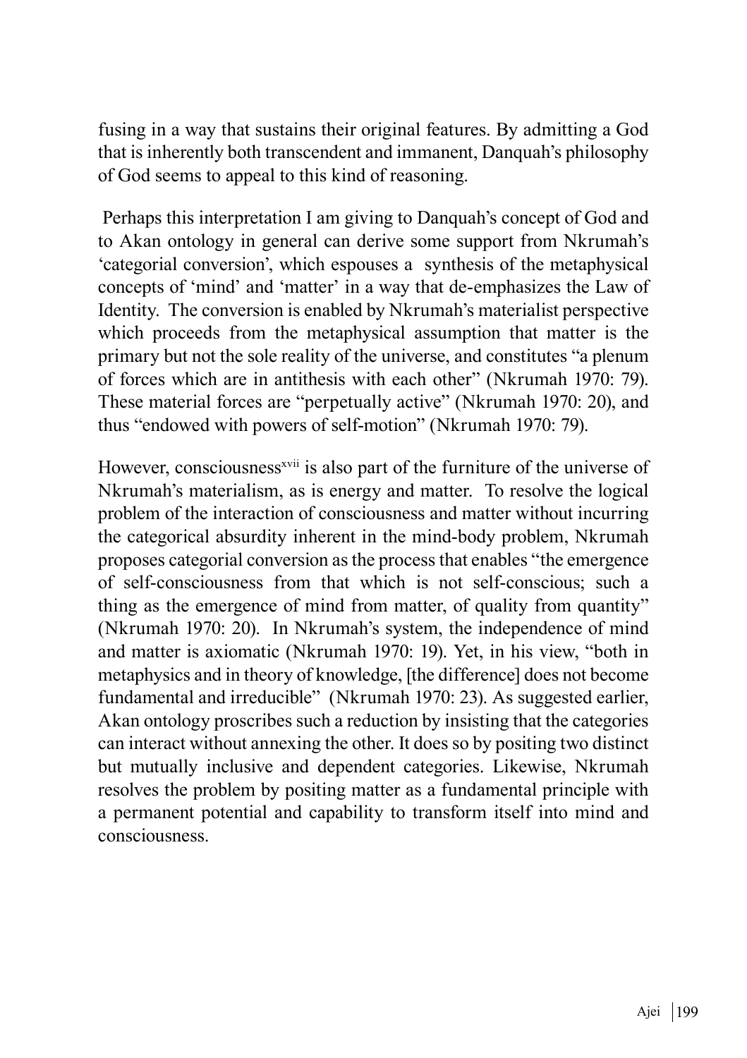fusing in a way that sustains their original features. By admitting a God that is inherently both transcendent and immanent, Danquah's philosophy of God seems to appeal to this kind of reasoning.

Perhaps this interpretation I am giving to Danquah's concept of God and to Akan ontology in general can derive some support from Nkrumah's 'categorial conversion', which espouses a synthesis of the metaphysical concepts of 'mind' and 'matter' in a way that de-emphasizes the Law of Identity. The conversion is enabled by Nkrumah's materialist perspective which proceeds from the metaphysical assumption that matter is the primary but not the sole reality of the universe, and constitutes "a plenum of forces which are in antithesis with each other" (Nkrumah 1970: 79). These material forces are "perpetually active" (Nkrumah 1970: 20), and thus "endowed with powers of self-motion" (Nkrumah 1970: 79).

However, consciousness[xvii] is also part of the furniture of the universe of Nkrumah's materialism, as is energy and matter. To resolve the logical problem of the interaction of consciousness and matter without incurring the categorical absurdity inherent in the mind-body problem, Nkrumah proposes categorial conversion as the process that enables "the emergence of self-consciousness from that which is not self-conscious; such a thing as the emergence of mind from matter, of quality from quantity" (Nkrumah 1970: 20). In Nkrumah's system, the independence of mind and matter is axiomatic (Nkrumah 1970: 19). Yet, in his view, "both in metaphysics and in theory of knowledge, [the difference] does not become fundamental and irreducible" (Nkrumah 1970: 23). As suggested earlier, Akan ontology proscribes such a reduction by insisting that the categories can interact without annexing the other. It does so by positing two distinct but mutually inclusive and dependent categories. Likewise, Nkrumah resolves the problem by positing matter as a fundamental principle with a permanent potential and capability to transform itself into mind and consciousness.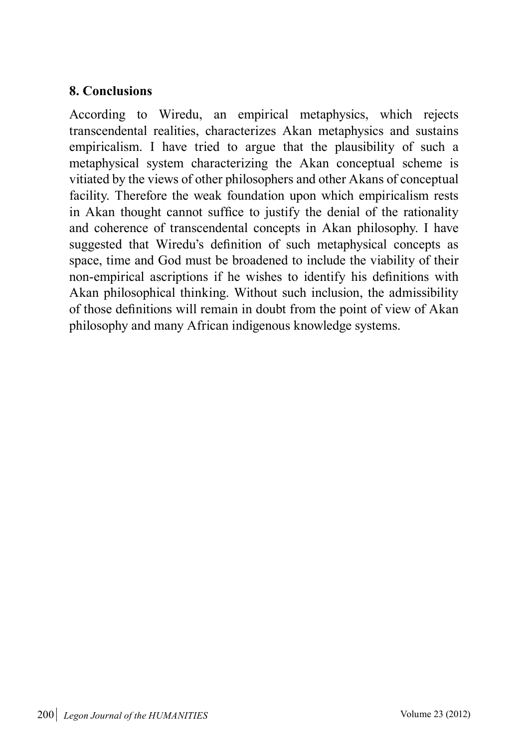## 8. Conclusions

According to Wiredu, an empirical metaphysics, which rejects transcendental realities, characterizes Akan metaphysics and sustains empiricalism. I have tried to argue that the plausibility of such a metaphysical system characterizing the Akan conceptual scheme is vitiated by the views of other philosophers and other Akans of conceptual facility. Therefore the weak foundation upon which empiricalism rests in Akan thought cannot suffice to justify the denial of the rationality and coherence of transcendental concepts in Akan philosophy. I have suggested that Wiredu's definition of such metaphysical concepts as space, time and God must be broadened to include the viability of their non-empirical ascriptions if he wishes to identify his definitions with Akan philosophical thinking. Without such inclusion, the admissibility of those definitions will remain in doubt from the point of view of Akan philosophy and many African indigenous knowledge systems.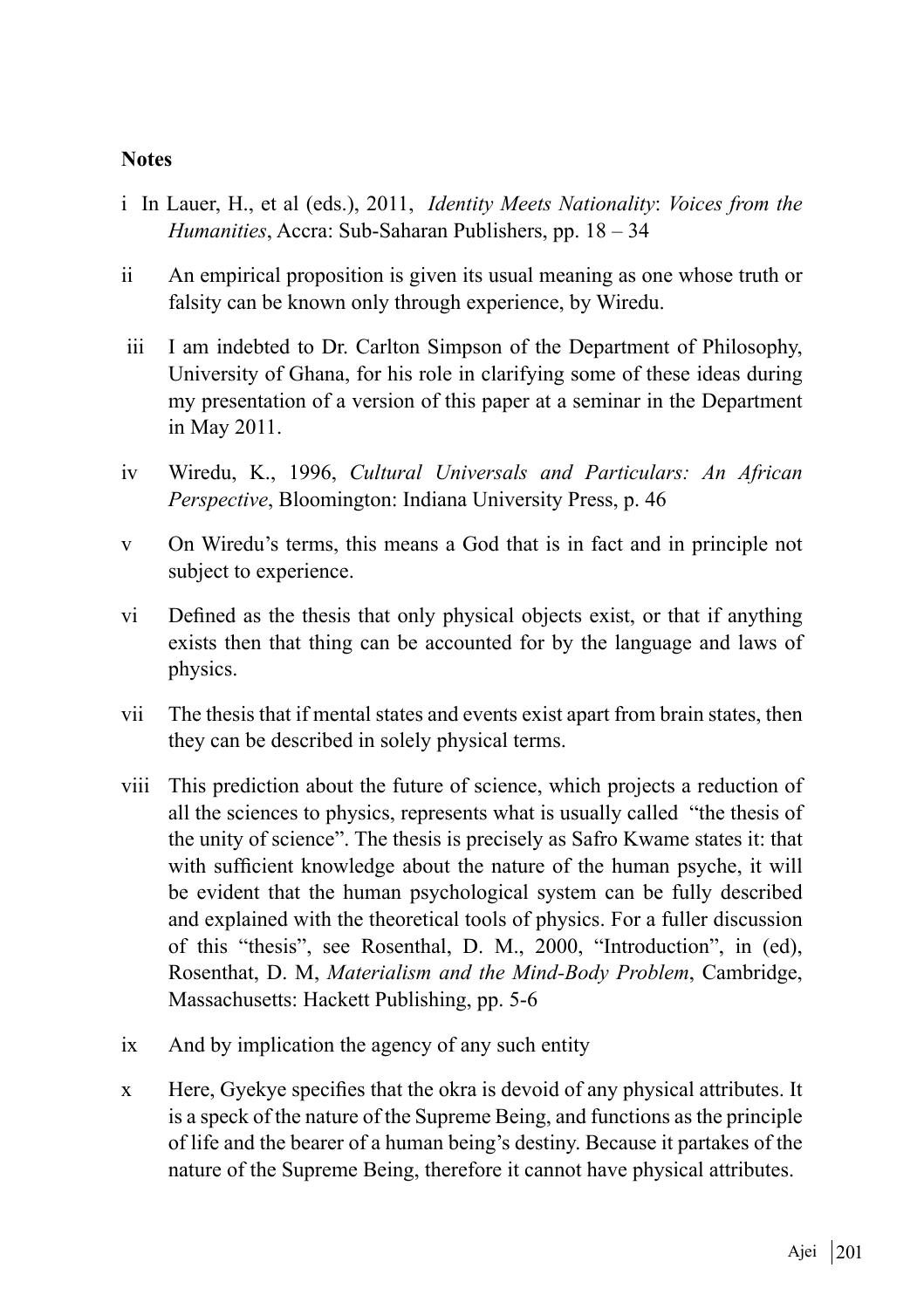**Notes**

i In Lauer, H., et al (eds.), 2011, *Identity Meets Nationality*: *Voices from the Humanities*, Accra: Sub-Saharan Publishers, pp. 18 – 34

ii An empirical proposition is given its usual meaning as one whose truth or falsity can be known only through experience, by Wiredu.

iii I am indebted to Dr. Carlton Simpson of the Department of Philosophy, University of Ghana, for his role in clarifying some of these ideas during my presentation of a version of this paper at a seminar in the Department in May 2011.

iv Wiredu, K., 1996, *Cultural Universals and Particulars: An African Perspective*, Bloomington: Indiana University Press, p. 46

v On Wiredu's terms, this means a God that is in fact and in principle not subject to experience.

vi Defined as the thesis that only physical objects exist, or that if anything exists then that thing can be accounted for by the language and laws of physics.

vii The thesis that if mental states and events exist apart from brain states, then they can be described in solely physical terms.

viii This prediction about the future of science, which projects a reduction of all the sciences to physics, represents what is usually called "the thesis of the unity of science". The thesis is precisely as Safro Kwame states it: that with sufficient knowledge about the nature of the human psyche, it will be evident that the human psychological system can be fully described and explained with the theoretical tools of physics. For a fuller discussion of this "thesis", see Rosenthal, D. M., 2000, "Introduction", in (ed), Rosenthat, D. M, *Materialism and the Mind-Body Problem*, Cambridge, Massachusetts: Hackett Publishing, pp. 5-6

ix And by implication the agency of any such entity

x Here, Gyekye specifies that the okra is devoid of any physical attributes. It is a speck of the nature of the Supreme Being, and functions as the principle of life and the bearer of a human being's destiny. Because it partakes of the nature of the Supreme Being, therefore it cannot have physical attributes.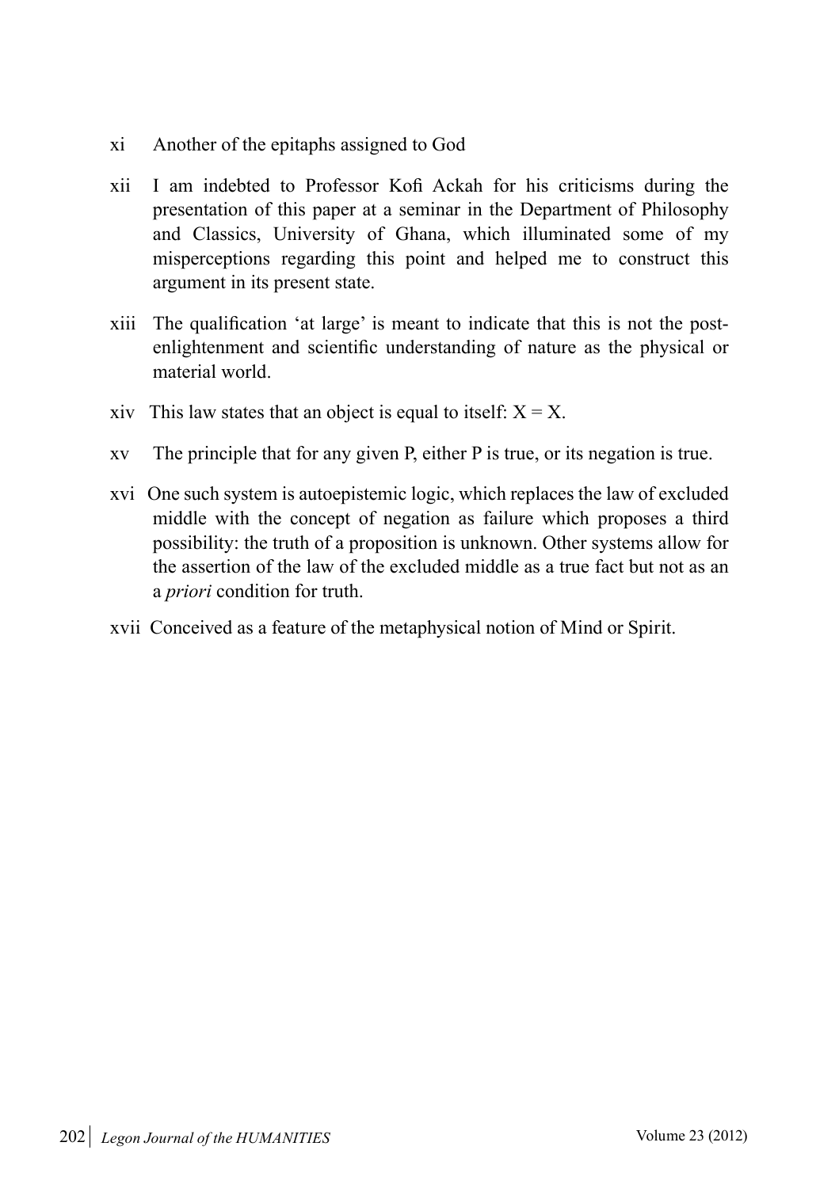xi Another of the epitaphs assigned to God

xii I am indebted to Professor Kofi Ackah for his criticisms during the presentation of this paper at a seminar in the Department of Philosophy and Classics, University of Ghana, which illuminated some of my misperceptions regarding this point and helped me to construct this argument in its present state.

xiii The qualification 'at large' is meant to indicate that this is not the post-enlightenment and scientific understanding of nature as the physical or material world.

xiv This law states that an object is equal to itself: $X = X$.

xv The principle that for any given P, either P is true, or its negation is true.

xvi One such system is autoepistemic logic, which replaces the law of excluded middle with the concept of negation as failure which proposes a third possibility: the truth of a proposition is unknown. Other systems allow for the assertion of the law of the excluded middle as a true fact but not as an a *priori* condition for truth.

xvii Conceived as a feature of the metaphysical notion of Mind or Spirit.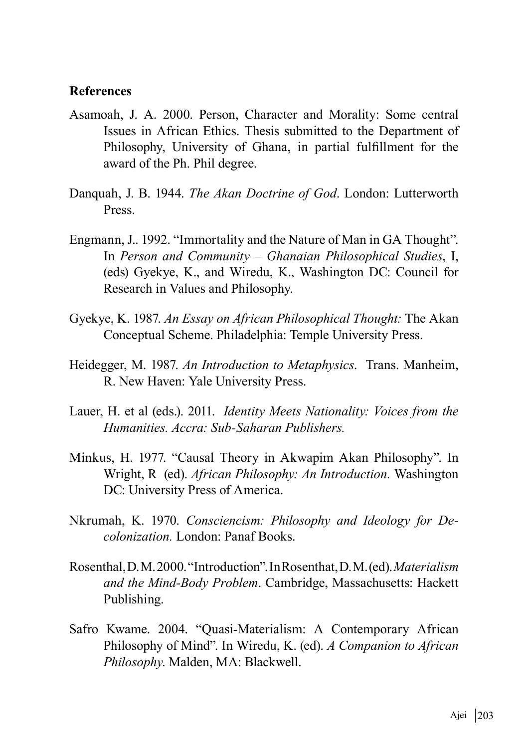**References**

Asamoah, J. A. 2000. Person, Character and Morality: Some central Issues in African Ethics. Thesis submitted to the Department of Philosophy, University of Ghana, in partial fulfillment for the award of the Ph. Phil degree.

Danquah, J. B. 1944. *The Akan Doctrine of God*. London: Lutterworth Press.

Engmann, J.. 1992. "Immortality and the Nature of Man in GA Thought". In *Person and Community – Ghanaian Philosophical Studies*, I, (eds) Gyekye, K., and Wiredu, K., Washington DC: Council for Research in Values and Philosophy.

Gyekye, K. 1987. *An Essay on African Philosophical Thought:* The Akan Conceptual Scheme. Philadelphia: Temple University Press.

Heidegger, M. 1987. *An Introduction to Metaphysics*. Trans. Manheim, R. New Haven: Yale University Press.

Lauer, H. et al (eds.). 2011. *Identity Meets Nationality: Voices from the Humanities. Accra: Sub-Saharan Publishers.*

Minkus, H. 1977. "Causal Theory in Akwapim Akan Philosophy". In Wright, R (ed). *African Philosophy: An Introduction.* Washington DC: University Press of America.

Nkrumah, K. 1970. *Consciencism: Philosophy and Ideology for De-colonization.* London: Panaf Books.

Rosenthal, D. M. 2000. "Introduction". In Rosenthat, D. M. (ed). *Materialism and the Mind-Body Problem*. Cambridge, Massachusetts: Hackett Publishing.

Safro Kwame. 2004. "Quasi-Materialism: A Contemporary African Philosophy of Mind". In Wiredu, K. (ed). *A Companion to African Philosophy*. Malden, MA: Blackwell.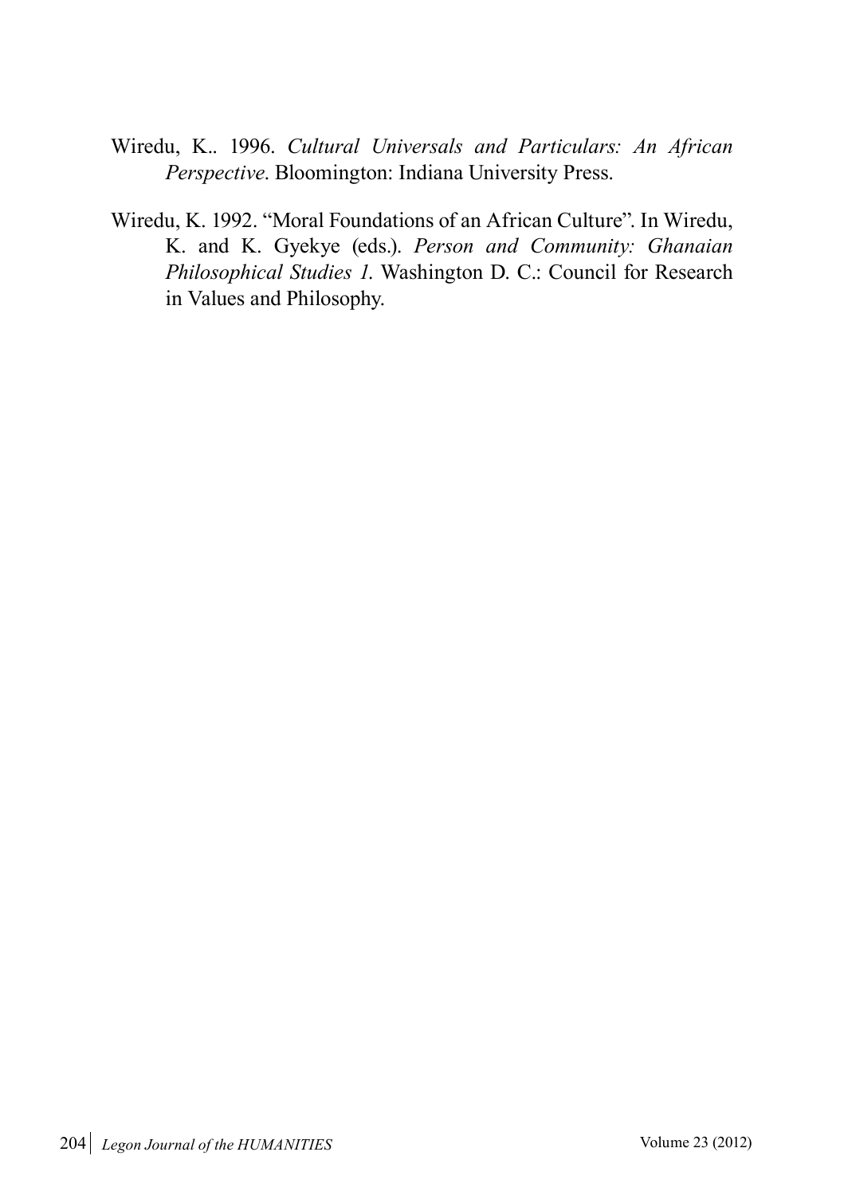Wiredu, K.. 1996. *Cultural Universals and Particulars: An African Perspective*. Bloomington: Indiana University Press.

Wiredu, K. 1992. "Moral Foundations of an African Culture". In Wiredu, K. and K. Gyekye (eds.). *Person and Community: Ghanaian Philosophical Studies 1*. Washington D. C.: Council for Research in Values and Philosophy.